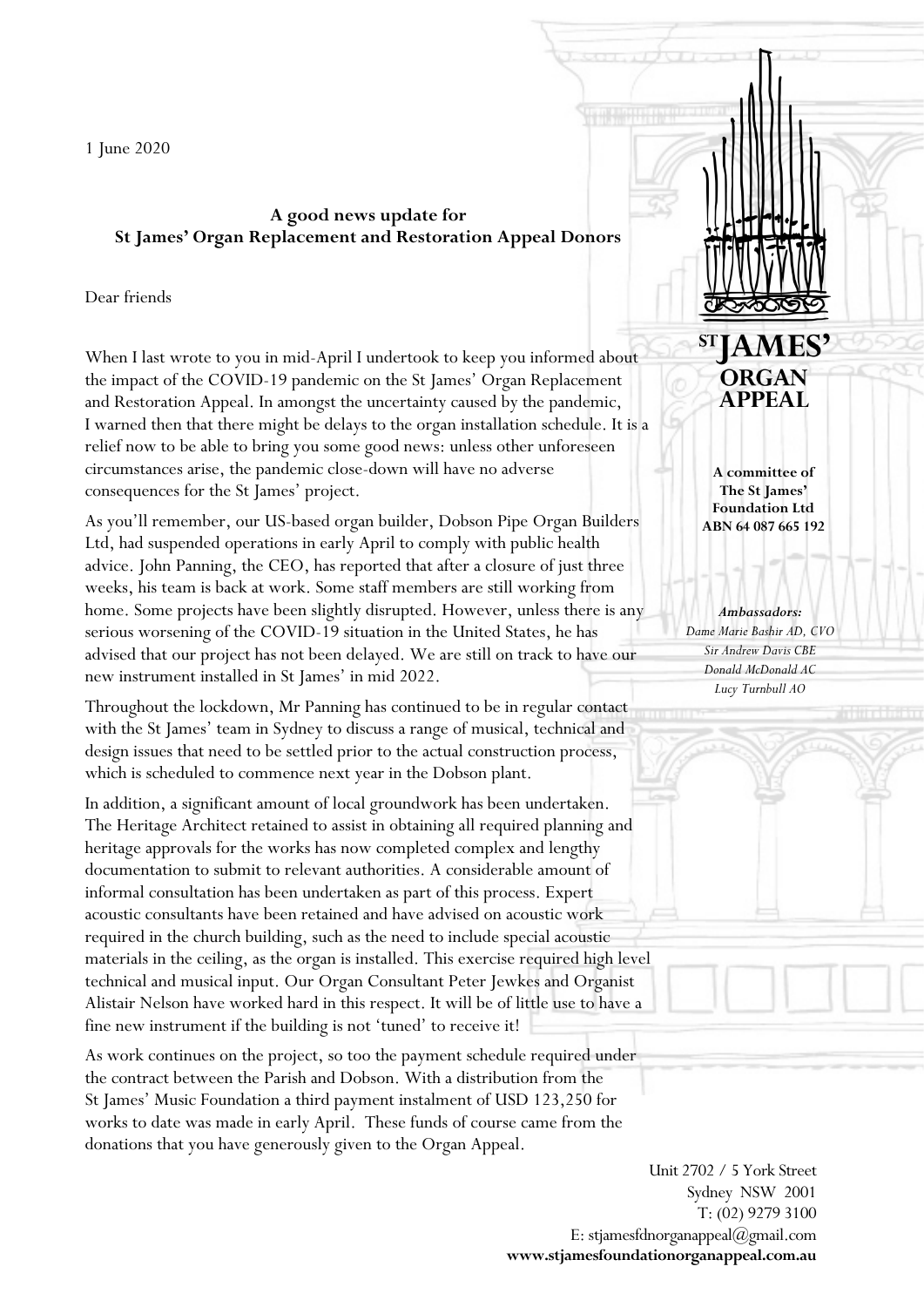1 June 2020

**A good news update for**
**St James' Organ Replacement and Restoration Appeal Donors**

Dear friends

When I last wrote to you in mid-April I undertook to keep you informed about the impact of the COVID-19 pandemic on the St James' Organ Replacement and Restoration Appeal. In amongst the uncertainty caused by the pandemic, I warned then that there might be delays to the organ installation schedule. It is a relief now to be able to bring you some good news: unless other unforeseen circumstances arise, the pandemic close-down will have no adverse consequences for the St James' project.

As you'll remember, our US-based organ builder, Dobson Pipe Organ Builders Ltd, had suspended operations in early April to comply with public health advice. John Panning, the CEO, has reported that after a closure of just three weeks, his team is back at work. Some staff members are still working from home. Some projects have been slightly disrupted. However, unless there is any serious worsening of the COVID-19 situation in the United States, he has advised that our project has not been delayed. We are still on track to have our new instrument installed in St James' in mid 2022.

Throughout the lockdown, Mr Panning has continued to be in regular contact with the St James' team in Sydney to discuss a range of musical, technical and design issues that need to be settled prior to the actual construction process, which is scheduled to commence next year in the Dobson plant.

In addition, a significant amount of local groundwork has been undertaken. The Heritage Architect retained to assist in obtaining all required planning and heritage approvals for the works has now completed complex and lengthy documentation to submit to relevant authorities. A considerable amount of informal consultation has been undertaken as part of this process. Expert acoustic consultants have been retained and have advised on acoustic work required in the church building, such as the need to include special acoustic materials in the ceiling, as the organ is installed. This exercise required high level technical and musical input. Our Organ Consultant Peter Jewkes and Organist Alistair Nelson have worked hard in this respect. It will be of little use to have a fine new instrument if the building is not 'tuned' to receive it!

As work continues on the project, so too the payment schedule required under the contract between the Parish and Dobson. With a distribution from the St James' Music Foundation a third payment instalment of USD 123,250 for works to date was made in early April. These funds of course came from the donations that you have generously given to the Organ Appeal.

**ST JAMES' ORGAN APPEAL**

**A committee of The St James' Foundation Ltd ABN 64 087 665 192**

***Ambassadors:***
*Dame Marie Bashir AD, CVO*
*Sir Andrew Davis CBE*
*Donald McDonald AC*
*Lucy Turnbull AO*

Unit 2702 / 5 York Street
Sydney NSW 2001
T: (02) 9279 3100
E: stjamesfdnorganappeal@gmail.com
**www.stjamesfoundationorganappeal.com.au**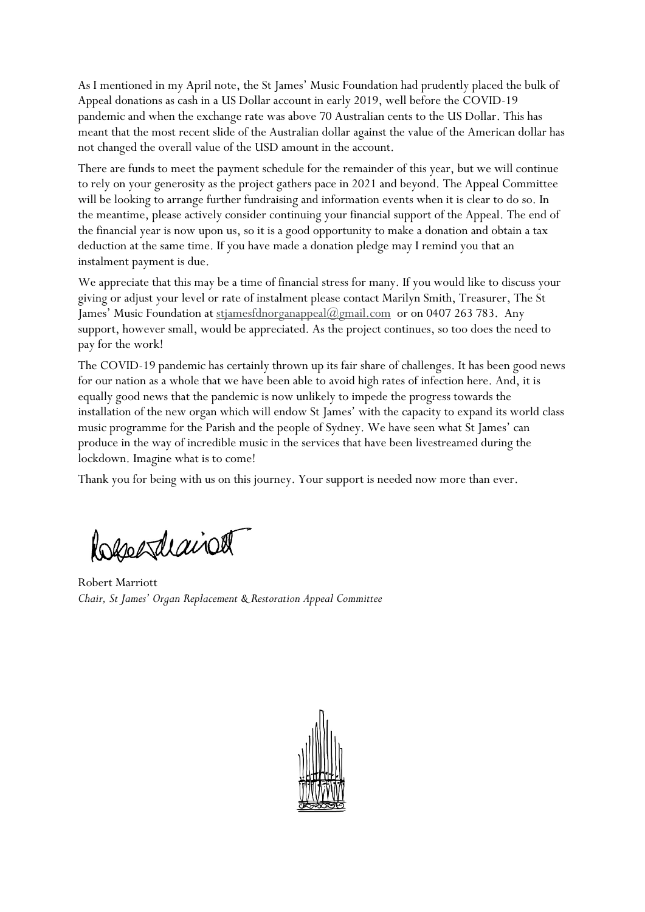As I mentioned in my April note, the St James' Music Foundation had prudently placed the bulk of Appeal donations as cash in a US Dollar account in early 2019, well before the COVID-19 pandemic and when the exchange rate was above 70 Australian cents to the US Dollar. This has meant that the most recent slide of the Australian dollar against the value of the American dollar has not changed the overall value of the USD amount in the account.

There are funds to meet the payment schedule for the remainder of this year, but we will continue to rely on your generosity as the project gathers pace in 2021 and beyond. The Appeal Committee will be looking to arrange further fundraising and information events when it is clear to do so. In the meantime, please actively consider continuing your financial support of the Appeal. The end of the financial year is now upon us, so it is a good opportunity to make a donation and obtain a tax deduction at the same time. If you have made a donation pledge may I remind you that an instalment payment is due.

We appreciate that this may be a time of financial stress for many. If you would like to discuss your giving or adjust your level or rate of instalment please contact Marilyn Smith, Treasurer, The St James' Music Foundation at stjamesfdnorganappeal@gmail.com or on 0407 263 783. Any support, however small, would be appreciated. As the project continues, so too does the need to pay for the work!

The COVID-19 pandemic has certainly thrown up its fair share of challenges. It has been good news for our nation as a whole that we have been able to avoid high rates of infection here. And, it is equally good news that the pandemic is now unlikely to impede the progress towards the installation of the new organ which will endow St James' with the capacity to expand its world class music programme for the Parish and the people of Sydney. We have seen what St James' can produce in the way of incredible music in the services that have been livestreamed during the lockdown. Imagine what is to come!

Thank you for being with us on this journey. Your support is needed now more than ever.

Robert Marriott
*Chair, St James' Organ Replacement & Restoration Appeal Committee*